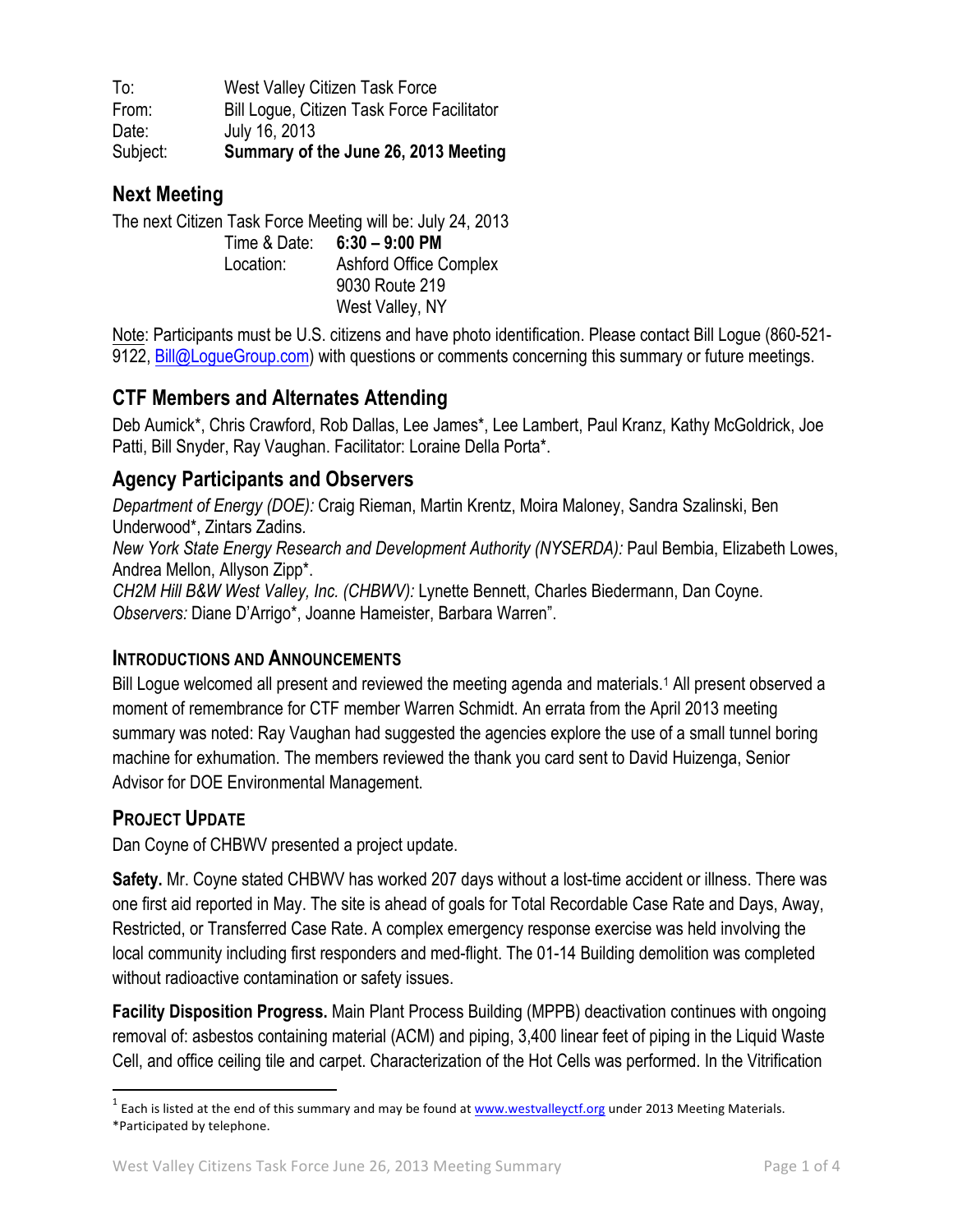To: West Valley Citizen Task Force
From: Bill Logue, Citizen Task Force Facilitator
Date: July 16, 2013
Subject: **Summary of the June 26, 2013 Meeting**

## Next Meeting

The next Citizen Task Force Meeting will be: July 24, 2013

Time & Date: **6:30 – 9:00 PM**
Location: Ashford Office Complex
9030 Route 219
West Valley, NY

Note: Participants must be U.S. citizens and have photo identification. Please contact Bill Logue (860-521-9122, Bill@LogueGroup.com) with questions or comments concerning this summary or future meetings.

## CTF Members and Alternates Attending

Deb Aumick*, Chris Crawford, Rob Dallas, Lee James*, Lee Lambert, Paul Kranz, Kathy McGoldrick, Joe Patti, Bill Snyder, Ray Vaughan. Facilitator: Loraine Della Porta*.

## Agency Participants and Observers

*Department of Energy (DOE):* Craig Rieman, Martin Krentz, Moira Maloney, Sandra Szalinski, Ben Underwood*, Zintars Zadins.
*New York State Energy Research and Development Authority (NYSERDA):* Paul Bembia, Elizabeth Lowes, Andrea Mellon, Allyson Zipp*.
*CH2M Hill B&W West Valley, Inc. (CHBWV):* Lynette Bennett, Charles Biedermann, Dan Coyne.
*Observers:* Diane D'Arrigo*, Joanne Hameister, Barbara Warren".

### Introductions and Announcements

Bill Logue welcomed all present and reviewed the meeting agenda and materials.[1] All present observed a moment of remembrance for CTF member Warren Schmidt. An errata from the April 2013 meeting summary was noted: Ray Vaughan had suggested the agencies explore the use of a small tunnel boring machine for exhumation. The members reviewed the thank you card sent to David Huizenga, Senior Advisor for DOE Environmental Management.

### Project Update

Dan Coyne of CHBWV presented a project update.

**Safety.** Mr. Coyne stated CHBWV has worked 207 days without a lost-time accident or illness. There was one first aid reported in May. The site is ahead of goals for Total Recordable Case Rate and Days, Away, Restricted, or Transferred Case Rate. A complex emergency response exercise was held involving the local community including first responders and med-flight. The 01-14 Building demolition was completed without radioactive contamination or safety issues.

**Facility Disposition Progress.** Main Plant Process Building (MPPB) deactivation continues with ongoing removal of: asbestos containing material (ACM) and piping, 3,400 linear feet of piping in the Liquid Waste Cell, and office ceiling tile and carpet. Characterization of the Hot Cells was performed. In the Vitrification

[1] Each is listed at the end of this summary and may be found at www.westvalleyctf.org under 2013 Meeting Materials.
*Participated by telephone.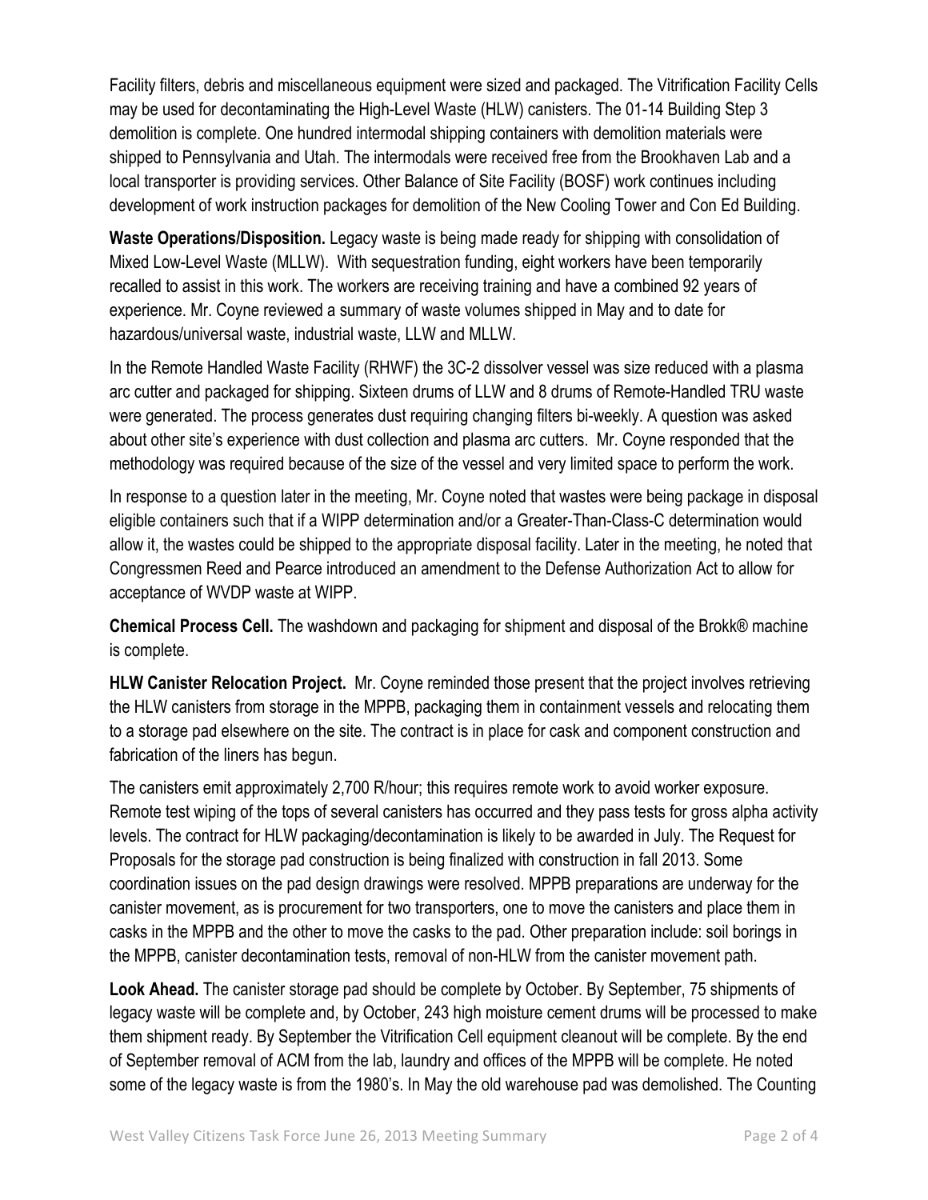Facility filters, debris and miscellaneous equipment were sized and packaged. The Vitrification Facility Cells may be used for decontaminating the High-Level Waste (HLW) canisters. The 01-14 Building Step 3 demolition is complete. One hundred intermodal shipping containers with demolition materials were shipped to Pennsylvania and Utah. The intermodals were received free from the Brookhaven Lab and a local transporter is providing services. Other Balance of Site Facility (BOSF) work continues including development of work instruction packages for demolition of the New Cooling Tower and Con Ed Building.

**Waste Operations/Disposition.** Legacy waste is being made ready for shipping with consolidation of Mixed Low-Level Waste (MLLW). With sequestration funding, eight workers have been temporarily recalled to assist in this work. The workers are receiving training and have a combined 92 years of experience. Mr. Coyne reviewed a summary of waste volumes shipped in May and to date for hazardous/universal waste, industrial waste, LLW and MLLW.

In the Remote Handled Waste Facility (RHWF) the 3C-2 dissolver vessel was size reduced with a plasma arc cutter and packaged for shipping. Sixteen drums of LLW and 8 drums of Remote-Handled TRU waste were generated. The process generates dust requiring changing filters bi-weekly. A question was asked about other site's experience with dust collection and plasma arc cutters. Mr. Coyne responded that the methodology was required because of the size of the vessel and very limited space to perform the work.

In response to a question later in the meeting, Mr. Coyne noted that wastes were being package in disposal eligible containers such that if a WIPP determination and/or a Greater-Than-Class-C determination would allow it, the wastes could be shipped to the appropriate disposal facility. Later in the meeting, he noted that Congressmen Reed and Pearce introduced an amendment to the Defense Authorization Act to allow for acceptance of WVDP waste at WIPP.

**Chemical Process Cell.** The washdown and packaging for shipment and disposal of the Brokk® machine is complete.

**HLW Canister Relocation Project.** Mr. Coyne reminded those present that the project involves retrieving the HLW canisters from storage in the MPPB, packaging them in containment vessels and relocating them to a storage pad elsewhere on the site. The contract is in place for cask and component construction and fabrication of the liners has begun.

The canisters emit approximately 2,700 R/hour; this requires remote work to avoid worker exposure. Remote test wiping of the tops of several canisters has occurred and they pass tests for gross alpha activity levels. The contract for HLW packaging/decontamination is likely to be awarded in July. The Request for Proposals for the storage pad construction is being finalized with construction in fall 2013. Some coordination issues on the pad design drawings were resolved. MPPB preparations are underway for the canister movement, as is procurement for two transporters, one to move the canisters and place them in casks in the MPPB and the other to move the casks to the pad. Other preparation include: soil borings in the MPPB, canister decontamination tests, removal of non-HLW from the canister movement path.

**Look Ahead.** The canister storage pad should be complete by October. By September, 75 shipments of legacy waste will be complete and, by October, 243 high moisture cement drums will be processed to make them shipment ready. By September the Vitrification Cell equipment cleanout will be complete. By the end of September removal of ACM from the lab, laundry and offices of the MPPB will be complete. He noted some of the legacy waste is from the 1980's. In May the old warehouse pad was demolished. The Counting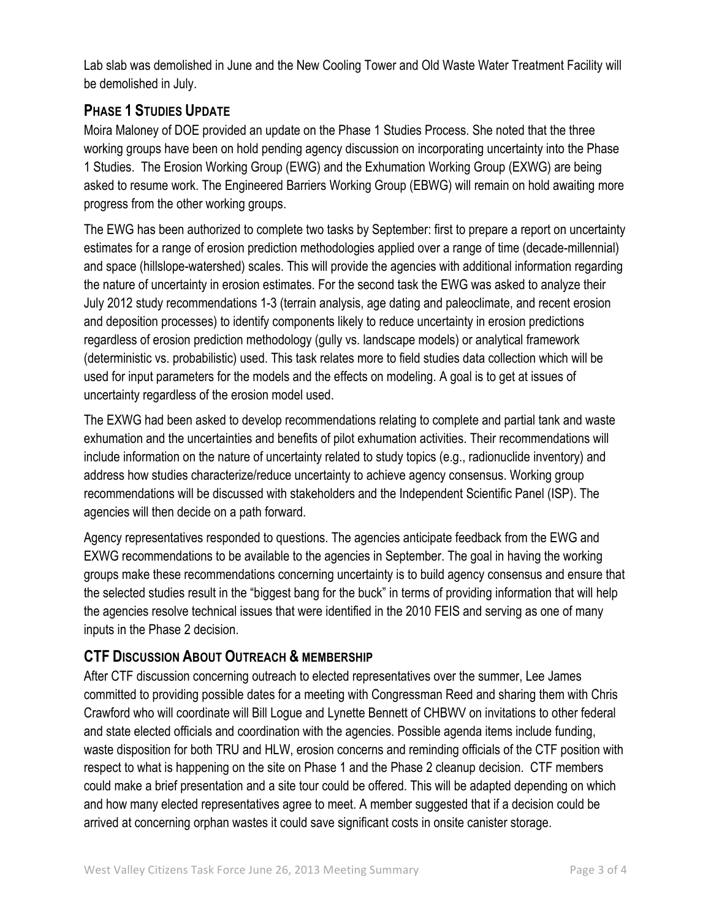Lab slab was demolished in June and the New Cooling Tower and Old Waste Water Treatment Facility will be demolished in July.

## PHASE 1 STUDIES UPDATE

Moira Maloney of DOE provided an update on the Phase 1 Studies Process. She noted that the three working groups have been on hold pending agency discussion on incorporating uncertainty into the Phase 1 Studies. The Erosion Working Group (EWG) and the Exhumation Working Group (EXWG) are being asked to resume work. The Engineered Barriers Working Group (EBWG) will remain on hold awaiting more progress from the other working groups.

The EWG has been authorized to complete two tasks by September: first to prepare a report on uncertainty estimates for a range of erosion prediction methodologies applied over a range of time (decade-millennial) and space (hillslope-watershed) scales. This will provide the agencies with additional information regarding the nature of uncertainty in erosion estimates. For the second task the EWG was asked to analyze their July 2012 study recommendations 1-3 (terrain analysis, age dating and paleoclimate, and recent erosion and deposition processes) to identify components likely to reduce uncertainty in erosion predictions regardless of erosion prediction methodology (gully vs. landscape models) or analytical framework (deterministic vs. probabilistic) used. This task relates more to field studies data collection which will be used for input parameters for the models and the effects on modeling. A goal is to get at issues of uncertainty regardless of the erosion model used.

The EXWG had been asked to develop recommendations relating to complete and partial tank and waste exhumation and the uncertainties and benefits of pilot exhumation activities. Their recommendations will include information on the nature of uncertainty related to study topics (e.g., radionuclide inventory) and address how studies characterize/reduce uncertainty to achieve agency consensus. Working group recommendations will be discussed with stakeholders and the Independent Scientific Panel (ISP). The agencies will then decide on a path forward.

Agency representatives responded to questions. The agencies anticipate feedback from the EWG and EXWG recommendations to be available to the agencies in September. The goal in having the working groups make these recommendations concerning uncertainty is to build agency consensus and ensure that the selected studies result in the "biggest bang for the buck" in terms of providing information that will help the agencies resolve technical issues that were identified in the 2010 FEIS and serving as one of many inputs in the Phase 2 decision.

## CTF DISCUSSION ABOUT OUTREACH & MEMBERSHIP

After CTF discussion concerning outreach to elected representatives over the summer, Lee James committed to providing possible dates for a meeting with Congressman Reed and sharing them with Chris Crawford who will coordinate will Bill Logue and Lynette Bennett of CHBWV on invitations to other federal and state elected officials and coordination with the agencies. Possible agenda items include funding, waste disposition for both TRU and HLW, erosion concerns and reminding officials of the CTF position with respect to what is happening on the site on Phase 1 and the Phase 2 cleanup decision. CTF members could make a brief presentation and a site tour could be offered. This will be adapted depending on which and how many elected representatives agree to meet. A member suggested that if a decision could be arrived at concerning orphan wastes it could save significant costs in onsite canister storage.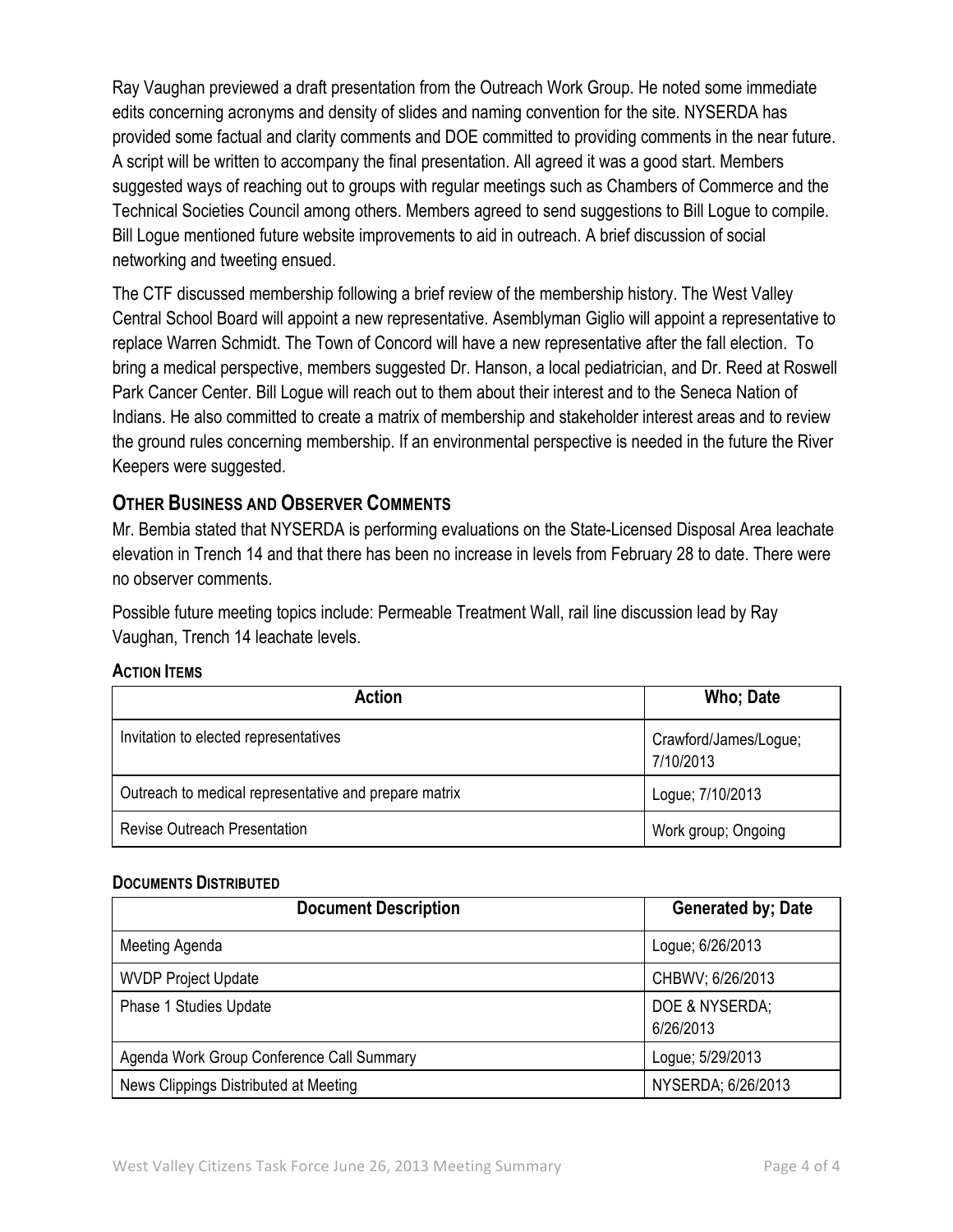Ray Vaughan previewed a draft presentation from the Outreach Work Group. He noted some immediate edits concerning acronyms and density of slides and naming convention for the site. NYSERDA has provided some factual and clarity comments and DOE committed to providing comments in the near future. A script will be written to accompany the final presentation. All agreed it was a good start. Members suggested ways of reaching out to groups with regular meetings such as Chambers of Commerce and the Technical Societies Council among others. Members agreed to send suggestions to Bill Logue to compile. Bill Logue mentioned future website improvements to aid in outreach. A brief discussion of social networking and tweeting ensued.

The CTF discussed membership following a brief review of the membership history. The West Valley Central School Board will appoint a new representative. Asemblyman Giglio will appoint a representative to replace Warren Schmidt. The Town of Concord will have a new representative after the fall election. To bring a medical perspective, members suggested Dr. Hanson, a local pediatrician, and Dr. Reed at Roswell Park Cancer Center. Bill Logue will reach out to them about their interest and to the Seneca Nation of Indians. He also committed to create a matrix of membership and stakeholder interest areas and to review the ground rules concerning membership. If an environmental perspective is needed in the future the River Keepers were suggested.

## Other Business and Observer Comments

Mr. Bembia stated that NYSERDA is performing evaluations on the State-Licensed Disposal Area leachate elevation in Trench 14 and that there has been no increase in levels from February 28 to date. There were no observer comments.

Possible future meeting topics include: Permeable Treatment Wall, rail line discussion lead by Ray Vaughan, Trench 14 leachate levels.

### Action Items

| Action | Who; Date |
|---|---|
| Invitation to elected representatives | Crawford/James/Logue; 7/10/2013 |
| Outreach to medical representative and prepare matrix | Logue; 7/10/2013 |
| Revise Outreach Presentation | Work group; Ongoing |

### Documents Distributed

| Document Description | Generated by; Date |
|---|---|
| Meeting Agenda | Logue; 6/26/2013 |
| WVDP Project Update | CHBWV; 6/26/2013 |
| Phase 1 Studies Update | DOE & NYSERDA; 6/26/2013 |
| Agenda Work Group Conference Call Summary | Logue; 5/29/2013 |
| News Clippings Distributed at Meeting | NYSERDA; 6/26/2013 |